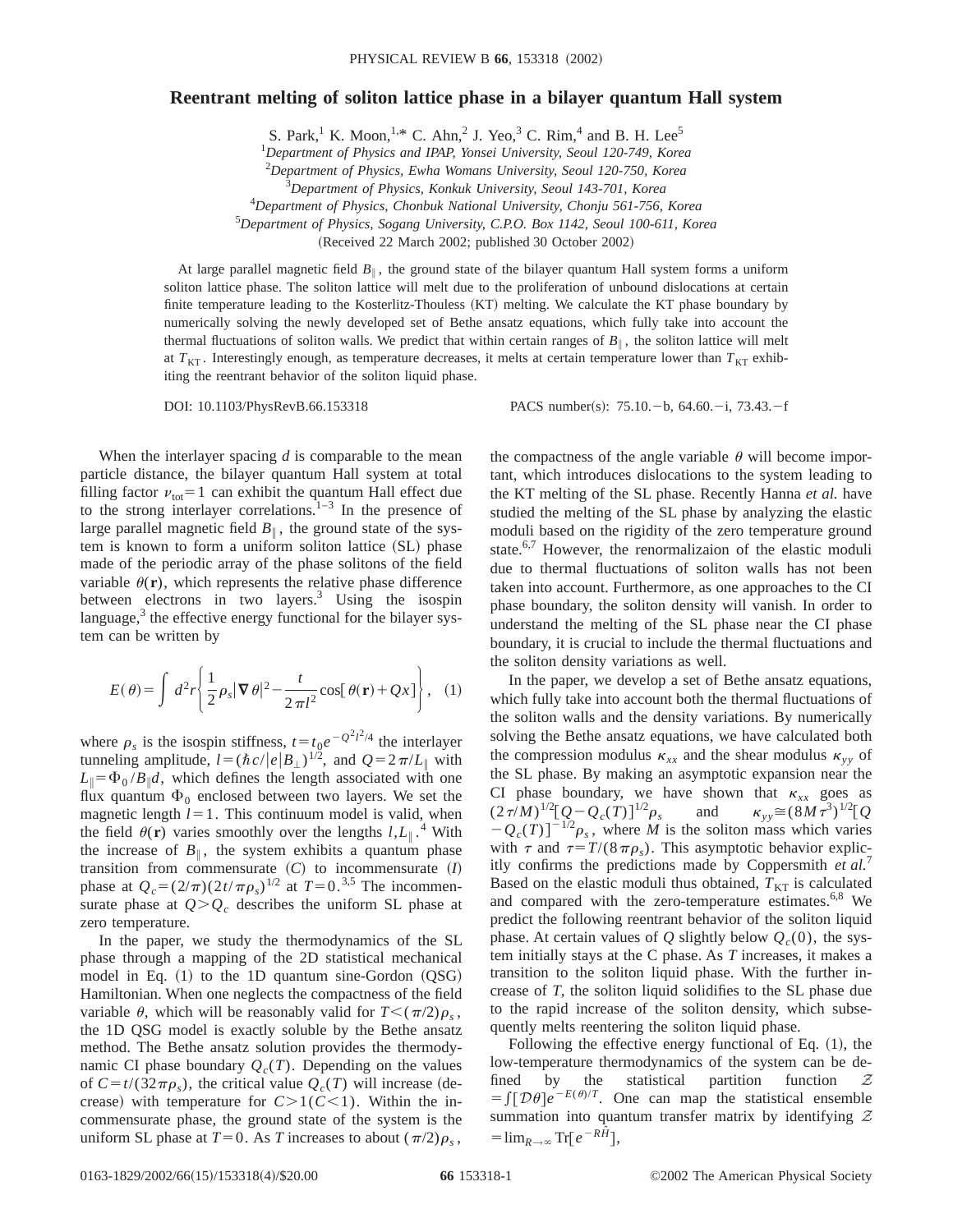# Reentrant melting of soliton lattice phase in a bilayer quantum Hall system

S. Park,[1] K. Moon,[1,*] C. Ahn,[2] J. Yeo,[3] C. Rim,[4] and B. H. Lee[5]

[1]*Department of Physics and IPAP, Yonsei University, Seoul 120-749, Korea*
[2]*Department of Physics, Ewha Womans University, Seoul 120-750, Korea*
[3]*Department of Physics, Konkuk University, Seoul 143-701, Korea*
[4]*Department of Physics, Chonbuk National University, Chonju 561-756, Korea*
[5]*Department of Physics, Sogang University, C.P.O. Box 1142, Seoul 100-611, Korea*

(Received 22 March 2002; published 30 October 2002)

At large parallel magnetic field $B_\parallel$, the ground state of the bilayer quantum Hall system forms a uniform soliton lattice phase. The soliton lattice will melt due to the proliferation of unbound dislocations at certain finite temperature leading to the Kosterlitz-Thouless (KT) melting. We calculate the KT phase boundary by numerically solving the newly developed set of Bethe ansatz equations, which fully take into account the thermal fluctuations of soliton walls. We predict that within certain ranges of $B_\parallel$, the soliton lattice will melt at $T_{\mathrm{KT}}$. Interestingly enough, as temperature decreases, it melts at certain temperature lower than $T_{\mathrm{KT}}$ exhibiting the reentrant behavior of the soliton liquid phase.

DOI: 10.1103/PhysRevB.66.153318 PACS number(s): 75.10.−b, 64.60.−i, 73.43.−f

When the interlayer spacing $d$ is comparable to the mean particle distance, the bilayer quantum Hall system at total filling factor $\nu_{\mathrm{tot}}=1$ can exhibit the quantum Hall effect due to the strong interlayer correlations.[1–3] In the presence of large parallel magnetic field $B_\parallel$, the ground state of the system is known to form a uniform soliton lattice (SL) phase made of the periodic array of the phase solitons of the field variable $\theta(\mathbf{r})$, which represents the relative phase difference between electrons in two layers.[3] Using the isospin language,[3] the effective energy functional for the bilayer system can be written by

$$E(\theta)=\int d^2r\left\{\frac{1}{2}\rho_s|\boldsymbol{\nabla}\theta|^2-\frac{t}{2\pi l^2}\cos[\theta(\mathbf{r})+Qx]\right\},\quad(1)$$

where $\rho_s$ is the isospin stiffness, $t=t_0e^{-Q^2l^2/4}$ the interlayer tunneling amplitude, $l=(\hbar c/|e|B_\perp)^{1/2}$, and $Q=2\pi/L_\parallel$ with $L_\parallel=\Phi_0/B_\parallel d$, which defines the length associated with one flux quantum $\Phi_0$ enclosed between two layers. We set the magnetic length $l=1$. This continuum model is valid, when the field $\theta(\mathbf{r})$ varies smoothly over the lengths $l,L_\parallel$.[4] With the increase of $B_\parallel$, the system exhibits a quantum phase transition from commensurate (C) to incommensurate (I) phase at $Q_c=(2/\pi)(2t/\pi\rho_s)^{1/2}$ at $T=0$.[3,5] The incommensurate phase at $Q>Q_c$ describes the uniform SL phase at zero temperature.

In the paper, we study the thermodynamics of the SL phase through a mapping of the 2D statistical mechanical model in Eq. (1) to the 1D quantum sine-Gordon (QSG) Hamiltonian. When one neglects the compactness of the field variable $\theta$, which will be reasonably valid for $T<(\pi/2)\rho_s$, the 1D QSG model is exactly soluble by the Bethe ansatz method. The Bethe ansatz solution provides the thermodynamic CI phase boundary $Q_c(T)$. Depending on the values of $C=t/(32\pi\rho_s)$, the critical value $Q_c(T)$ will increase (decrease) with temperature for $C>1(C<1)$. Within the incommensurate phase, the ground state of the system is the uniform SL phase at $T=0$. As $T$ increases to about $(\pi/2)\rho_s$, the compactness of the angle variable $\theta$ will become important, which introduces dislocations to the system leading to the KT melting of the SL phase. Recently Hanna *et al.* have studied the melting of the SL phase by analyzing the elastic moduli based on the rigidity of the zero temperature ground state.[6,7] However, the renormalizaion of the elastic moduli due to thermal fluctuations of soliton walls has not been taken into account. Furthermore, as one approaches to the CI phase boundary, the soliton density will vanish. In order to understand the melting of the SL phase near the CI phase boundary, it is crucial to include the thermal fluctuations and the soliton density variations as well.

In the paper, we develop a set of Bethe ansatz equations, which fully take into account both the thermal fluctuations of the soliton walls and the density variations. By numerically solving the Bethe ansatz equations, we have calculated both the compression modulus $\kappa_{xx}$ and the shear modulus $\kappa_{yy}$ of the SL phase. By making an asymptotic expansion near the CI phase boundary, we have shown that $\kappa_{xx}$ goes as $(2\tau/M)^{1/2}[Q-Q_c(T)]^{1/2}\rho_s$ and $\kappa_{yy}\cong(8M\tau^3)^{1/2}[Q-Q_c(T)]^{-1/2}\rho_s$, where $M$ is the soliton mass which varies with $\tau$ and $\tau=T/(8\pi\rho_s)$. This asymptotic behavior explicitly confirms the predictions made by Coppersmith *et al.*[7] Based on the elastic moduli thus obtained, $T_{\mathrm{KT}}$ is calculated and compared with the zero-temperature estimates.[6,8] We predict the following reentrant behavior of the soliton liquid phase. At certain values of $Q$ slightly below $Q_c(0)$, the system initially stays at the C phase. As $T$ increases, it makes a transition to the soliton liquid phase. With the further increase of $T$, the soliton liquid solidifies to the SL phase due to the rapid increase of the soliton density, which subsequently melts reentering the soliton liquid phase.

Following the effective energy functional of Eq. (1), the low-temperature thermodynamics of the system can be defined by the statistical partition function $\mathcal{Z}=\int[\mathcal{D}\theta]e^{-E(\theta)/T}$. One can map the statistical ensemble summation into quantum transfer matrix by identifying $\mathcal{Z}=\lim_{R\to\infty}\mathrm{Tr}[e^{-R\hat{H}}]$,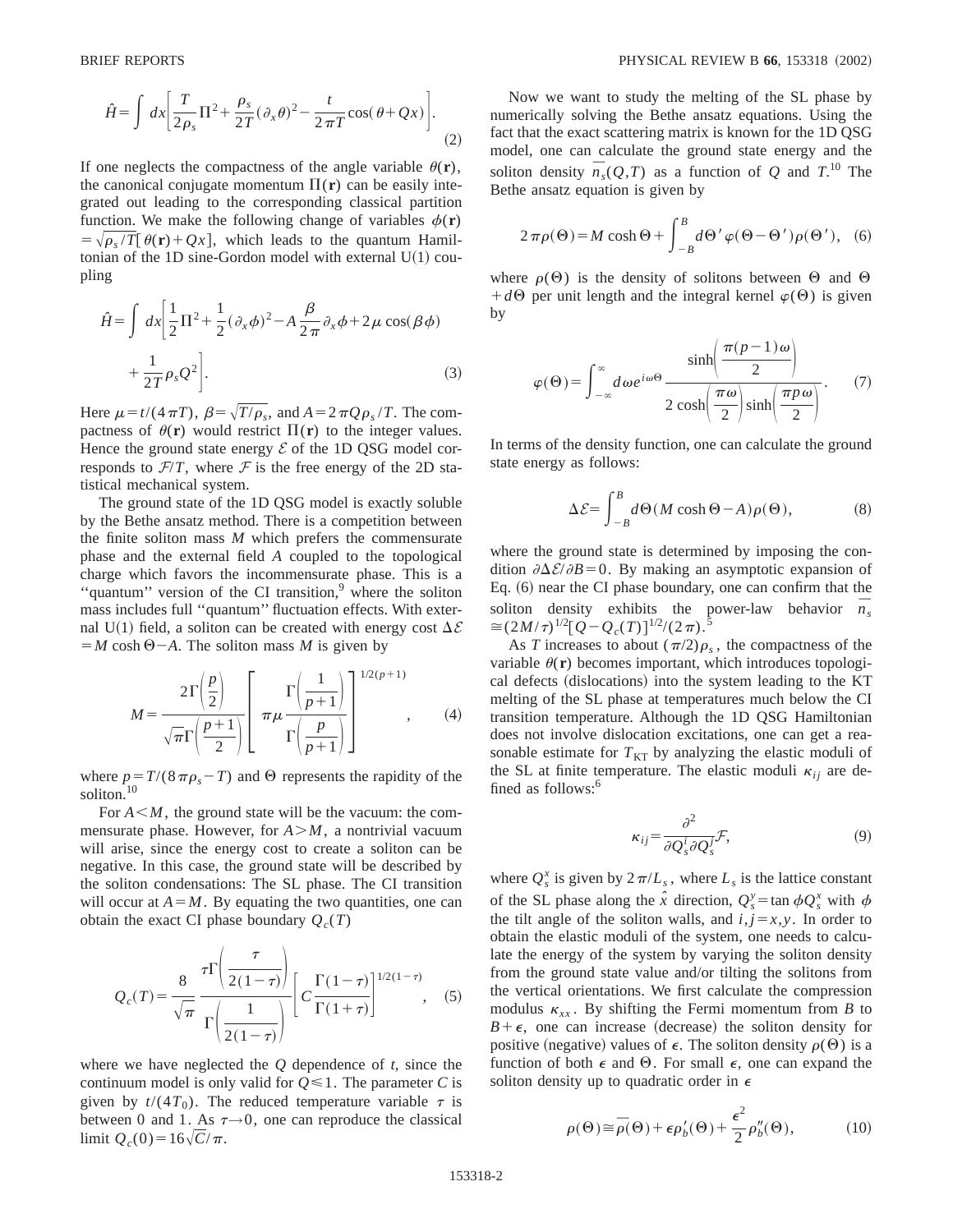$$\hat{H}=\int dx\left[\frac{T}{2\rho_s}\Pi^2+\frac{\rho_s}{2T}(\partial_x\theta)^2-\frac{t}{2\pi T}\cos(\theta+Qx)\right]. \tag{2}$$

If one neglects the compactness of the angle variable $\theta(\mathbf{r})$, the canonical conjugate momentum $\Pi(\mathbf{r})$ can be easily integrated out leading to the corresponding classical partition function. We make the following change of variables $\phi(\mathbf{r})=\sqrt{\rho_s/T}[\theta(\mathbf{r})+Qx]$, which leads to the quantum Hamiltonian of the 1D sine-Gordon model with external U(1) coupling

$$\hat{H}=\int dx\left[\frac{1}{2}\Pi^2+\frac{1}{2}(\partial_x\phi)^2-A\frac{\beta}{2\pi}\partial_x\phi+2\mu\cos(\beta\phi)+\frac{1}{2T}\rho_s Q^2\right]. \tag{3}$$

Here $\mu=t/(4\pi T)$, $\beta=\sqrt{T/\rho_s}$, and $A=2\pi Q\rho_s/T$. The compactness of $\theta(\mathbf{r})$ would restrict $\Pi(\mathbf{r})$ to the integer values. Hence the ground state energy $\mathcal{E}$ of the 1D QSG model corresponds to $\mathcal{F}/T$, where $\mathcal{F}$ is the free energy of the 2D statistical mechanical system.

The ground state of the 1D QSG model is exactly soluble by the Bethe ansatz method. There is a competition between the finite soliton mass $M$ which prefers the commensurate phase and the external field $A$ coupled to the topological charge which favors the incommensurate phase. This is a "quantum" version of the CI transition,[9] where the soliton mass includes full "quantum" fluctuation effects. With external U(1) field, a soliton can be created with energy cost $\Delta\mathcal{E}=M\cosh\Theta-A$. The soliton mass $M$ is given by

$$M=\frac{2\Gamma\left(\frac{p}{2}\right)}{\sqrt{\pi}\,\Gamma\left(\frac{p+1}{2}\right)}\left[\pi\mu\frac{\Gamma\left(\frac{1}{p+1}\right)}{\Gamma\left(\frac{p}{p+1}\right)}\right]^{1/2(p+1)}, \tag{4}$$

where $p=T/(8\pi\rho_s-T)$ and $\Theta$ represents the rapidity of the soliton.[10]

For $A<M$, the ground state will be the vacuum: the commensurate phase. However, for $A>M$, a nontrivial vacuum will arise, since the energy cost to create a soliton can be negative. In this case, the ground state will be described by the soliton condensations: The SL phase. The CI transition will occur at $A=M$. By equating the two quantities, one can obtain the exact CI phase boundary $Q_c(T)$

$$Q_c(T)=\frac{8}{\sqrt{\pi}}\frac{\tau\Gamma\left(\frac{\tau}{2(1-\tau)}\right)}{\Gamma\left(\frac{1}{2(1-\tau)}\right)}\left[C\frac{\Gamma(1-\tau)}{\Gamma(1+\tau)}\right]^{1/2(1-\tau)}, \tag{5}$$

where we have neglected the $Q$ dependence of $t$, since the continuum model is only valid for $Q\leqslant 1$. The parameter $C$ is given by $t/(4T_0)$. The reduced temperature variable $\tau$ is between 0 and 1. As $\tau\rightarrow 0$, one can reproduce the classical limit $Q_c(0)=16\sqrt{C}/\pi$.

Now we want to study the melting of the SL phase by numerically solving the Bethe ansatz equations. Using the fact that the exact scattering matrix is known for the 1D QSG model, one can calculate the ground state energy and the soliton density $\bar{n}_s(Q,T)$ as a function of $Q$ and $T$.[10] The Bethe ansatz equation is given by

$$2\pi\rho(\Theta)=M\cosh\Theta+\int_{-B}^{B}d\Theta'\,\varphi(\Theta-\Theta')\rho(\Theta'), \tag{6}$$

where $\rho(\Theta)$ is the density of solitons between $\Theta$ and $\Theta+d\Theta$ per unit length and the integral kernel $\varphi(\Theta)$ is given by

$$\varphi(\Theta)=\int_{-\infty}^{\infty}d\omega\, e^{i\omega\Theta}\frac{\sinh\left(\frac{\pi(p-1)\omega}{2}\right)}{2\cosh\left(\frac{\pi\omega}{2}\right)\sinh\left(\frac{\pi p\omega}{2}\right)}. \tag{7}$$

In terms of the density function, one can calculate the ground state energy as follows:

$$\Delta\mathcal{E}=\int_{-B}^{B}d\Theta(M\cosh\Theta-A)\rho(\Theta), \tag{8}$$

where the ground state is determined by imposing the condition $\partial\Delta\mathcal{E}/\partial B=0$. By making an asymptotic expansion of Eq. (6) near the CI phase boundary, one can confirm that the soliton density exhibits the power-law behavior $\bar{n}_s\cong(2M/\tau)^{1/2}[Q-Q_c(T)]^{1/2}/(2\pi)$.[5]

As $T$ increases to about $(\pi/2)\rho_s$, the compactness of the variable $\theta(\mathbf{r})$ becomes important, which introduces topological defects (dislocations) into the system leading to the KT melting of the SL phase at temperatures much below the CI transition temperature. Although the 1D QSG Hamiltonian does not involve dislocation excitations, one can get a reasonable estimate for $T_{\rm KT}$ by analyzing the elastic moduli of the SL at finite temperature. The elastic moduli $\kappa_{ij}$ are defined as follows:[6]

$$\kappa_{ij}=\frac{\partial^2}{\partial Q_s^i\partial Q_s^j}\mathcal{F}, \tag{9}$$

where $Q_s^x$ is given by $2\pi/L_s$, where $L_s$ is the lattice constant of the SL phase along the $\hat{x}$ direction, $Q_s^y=\tan\phi Q_s^x$ with $\phi$ the tilt angle of the soliton walls, and $i,j=x,y$. In order to obtain the elastic moduli of the system, one needs to calculate the energy of the system by varying the soliton density from the ground state value and/or tilting the solitons from the vertical orientations. We first calculate the compression modulus $\kappa_{xx}$. By shifting the Fermi momentum from $B$ to $B+\epsilon$, one can increase (decrease) the soliton density for positive (negative) values of $\epsilon$. The soliton density $\rho(\Theta)$ is a function of both $\epsilon$ and $\Theta$. For small $\epsilon$, one can expand the soliton density up to quadratic order in $\epsilon$

$$\rho(\Theta)\cong\bar{\rho}(\Theta)+\epsilon\rho_b'(\Theta)+\frac{\epsilon^2}{2}\rho_b''(\Theta), \tag{10}$$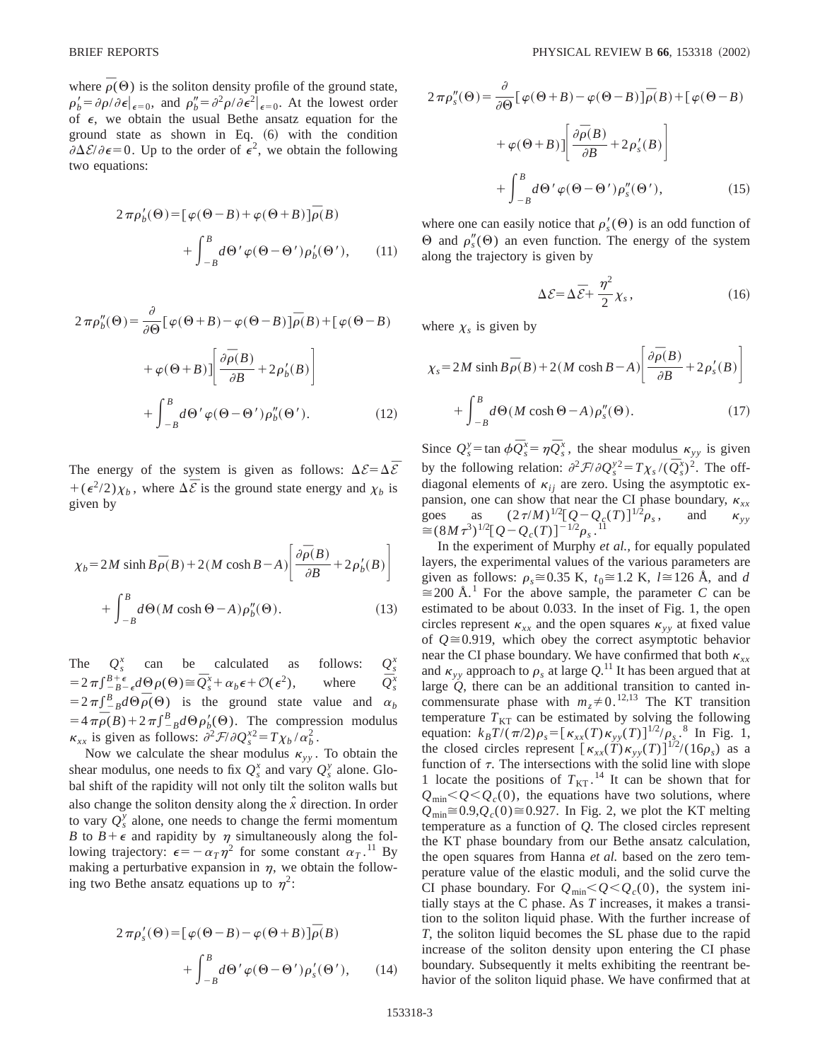where $\overline{\rho}(\Theta)$ is the soliton density profile of the ground state, $\rho_b' = \partial\rho/\partial\epsilon|_{\epsilon=0}$, and $\rho_b'' = \partial^2\rho/\partial\epsilon^2|_{\epsilon=0}$. At the lowest order of $\epsilon$, we obtain the usual Bethe ansatz equation for the ground state as shown in Eq. (6) with the condition $\partial\Delta\mathcal{E}/\partial\epsilon = 0$. Up to the order of $\epsilon^2$, we obtain the following two equations:

$$2\pi\rho_b'(\Theta) = [\varphi(\Theta-B)+\varphi(\Theta+B)]\overline{\rho}(B) + \int_{-B}^{B} d\Theta' \varphi(\Theta-\Theta')\rho_b'(\Theta'), \tag{11}$$

$$2\pi\rho_b''(\Theta) = \frac{\partial}{\partial\Theta}[\varphi(\Theta+B)-\varphi(\Theta-B)]\overline{\rho}(B) + [\varphi(\Theta-B) + \varphi(\Theta+B)]\left[\frac{\partial\overline{\rho}(B)}{\partial B} + 2\rho_b'(B)\right] + \int_{-B}^{B} d\Theta' \varphi(\Theta-\Theta')\rho_b''(\Theta'). \tag{12}$$

The energy of the system is given as follows: $\Delta\mathcal{E} = \Delta\overline{\mathcal{E}} + (\epsilon^2/2)\chi_b$, where $\Delta\overline{\mathcal{E}}$ is the ground state energy and $\chi_b$ is given by

$$\chi_b = 2M\sinh B\overline{\rho}(B) + 2(M\cosh B - A)\left[\frac{\partial\overline{\rho}(B)}{\partial B} + 2\rho_b'(B)\right] + \int_{-B}^{B} d\Theta (M\cosh\Theta - A)\rho_b''(\Theta). \tag{13}$$

The $Q_s^x$ can be calculated as follows: $Q_s^x = 2\pi\int_{-B-\epsilon}^{B+\epsilon} d\Theta\rho(\Theta) \cong \overline{Q_s^x} + \alpha_b\epsilon + \mathcal{O}(\epsilon^2)$, where $\overline{Q_s^x} = 2\pi\int_{-B}^{B} d\Theta\overline{\rho}(\Theta)$ is the ground state value and $\alpha_b = 4\pi\overline{\rho}(B) + 2\pi\int_{-B}^{B} d\Theta\rho_b'(\Theta)$. The compression modulus $\kappa_{xx}$ is given as follows: $\partial^2\mathcal{F}/\partial Q_s^{x2} = T\chi_b/\alpha_b^2$.

Now we calculate the shear modulus $\kappa_{yy}$. To obtain the shear modulus, one needs to fix $Q_s^x$ and vary $Q_s^y$ alone. Global shift of the rapidity will not only tilt the soliton walls but also change the soliton density along the $\hat{x}$ direction. In order to vary $Q_s^y$ alone, one needs to change the fermi momentum $B$ to $B+\epsilon$ and rapidity by $\eta$ simultaneously along the following trajectory: $\epsilon = -\alpha_T\eta^2$ for some constant $\alpha_T$.[11] By making a perturbative expansion in $\eta$, we obtain the following two Bethe ansatz equations up to $\eta^2$:

$$2\pi\rho_s'(\Theta) = [\varphi(\Theta-B)-\varphi(\Theta+B)]\overline{\rho}(B) + \int_{-B}^{B} d\Theta' \varphi(\Theta-\Theta')\rho_s'(\Theta'), \tag{14}$$

$$2\pi\rho_s''(\Theta) = \frac{\partial}{\partial\Theta}[\varphi(\Theta+B)-\varphi(\Theta-B)]\overline{\rho}(B) + [\varphi(\Theta-B) + \varphi(\Theta+B)]\left[\frac{\partial\overline{\rho}(B)}{\partial B} + 2\rho_s'(B)\right] + \int_{-B}^{B} d\Theta' \varphi(\Theta-\Theta')\rho_s''(\Theta'), \tag{15}$$

where one can easily notice that $\rho_s'(\Theta)$ is an odd function of $\Theta$ and $\rho_s''(\Theta)$ an even function. The energy of the system along the trajectory is given by

$$\Delta\mathcal{E} = \Delta\overline{\mathcal{E}} + \frac{\eta^2}{2}\chi_s, \tag{16}$$

where $\chi_s$ is given by

$$\chi_s = 2M\sinh B\overline{\rho}(B) + 2(M\cosh B - A)\left[\frac{\partial\overline{\rho}(B)}{\partial B} + 2\rho_s'(B)\right] + \int_{-B}^{B} d\Theta (M\cosh\Theta - A)\rho_s''(\Theta). \tag{17}$$

Since $Q_s^y = \tan\phi\overline{Q_s^x} = \eta\overline{Q_s^x}$, the shear modulus $\kappa_{yy}$ is given by the following relation: $\partial^2\mathcal{F}/\partial Q_s^{y2} = T\chi_s/(\overline{Q_s^x})^2$. The off-diagonal elements of $\kappa_{ij}$ are zero. Using the asymptotic expansion, one can show that near the CI phase boundary, $\kappa_{xx}$ goes as $(2\tau/M)^{1/2}[Q-Q_c(T)]^{1/2}\rho_s$, and $\kappa_{yy} \cong (8M\tau^3)^{1/2}[Q-Q_c(T)]^{-1/2}\rho_s$.[11]

In the experiment of Murphy *et al.*, for equally populated layers, the experimental values of the various parameters are given as follows: $\rho_s \cong 0.35$ K, $t_0 \cong 1.2$ K, $l \cong 126$ Å, and $d \cong 200$ Å.[1] For the above sample, the parameter $C$ can be estimated to be about 0.033. In the inset of Fig. 1, the open circles represent $\kappa_{xx}$ and the open squares $\kappa_{yy}$ at fixed value of $Q \cong 0.919$, which obey the correct asymptotic behavior near the CI phase boundary. We have confirmed that both $\kappa_{xx}$ and $\kappa_{yy}$ approach to $\rho_s$ at large $Q$.[11] It has been argued that at large $Q$, there can be an additional transition to canted incommensurate phase with $m_z \neq 0$.[12,13] The KT transition temperature $T_{\mathrm{KT}}$ can be estimated by solving the following equation: $k_BT/(\pi/2)\rho_s = [\kappa_{xx}(T)\kappa_{yy}(T)]^{1/2}/\rho_s$.[8] In Fig. 1, the closed circles represent $[\kappa_{xx}(T)\kappa_{yy}(T)]^{1/2}/(16\rho_s)$ as a function of $\tau$. The intersections with the solid line with slope 1 locate the positions of $T_{\mathrm{KT}}$.[14] It can be shown that for $Q_{\min} < Q < Q_c(0)$, the equations have two solutions, where $Q_{\min} \cong 0.9, Q_c(0) \cong 0.927$. In Fig. 2, we plot the KT melting temperature as a function of $Q$. The closed circles represent the KT phase boundary from our Bethe ansatz calculation, the open squares from Hanna *et al.* based on the zero temperature value of the elastic moduli, and the solid curve the CI phase boundary. For $Q_{\min} < Q < Q_c(0)$, the system initially stays at the C phase. As $T$ increases, it makes a transition to the soliton liquid phase. With the further increase of $T$, the soliton liquid becomes the SL phase due to the rapid increase of the soliton density upon entering the CI phase boundary. Subsequently it melts exhibiting the reentrant behavior of the soliton liquid phase. We have confirmed that at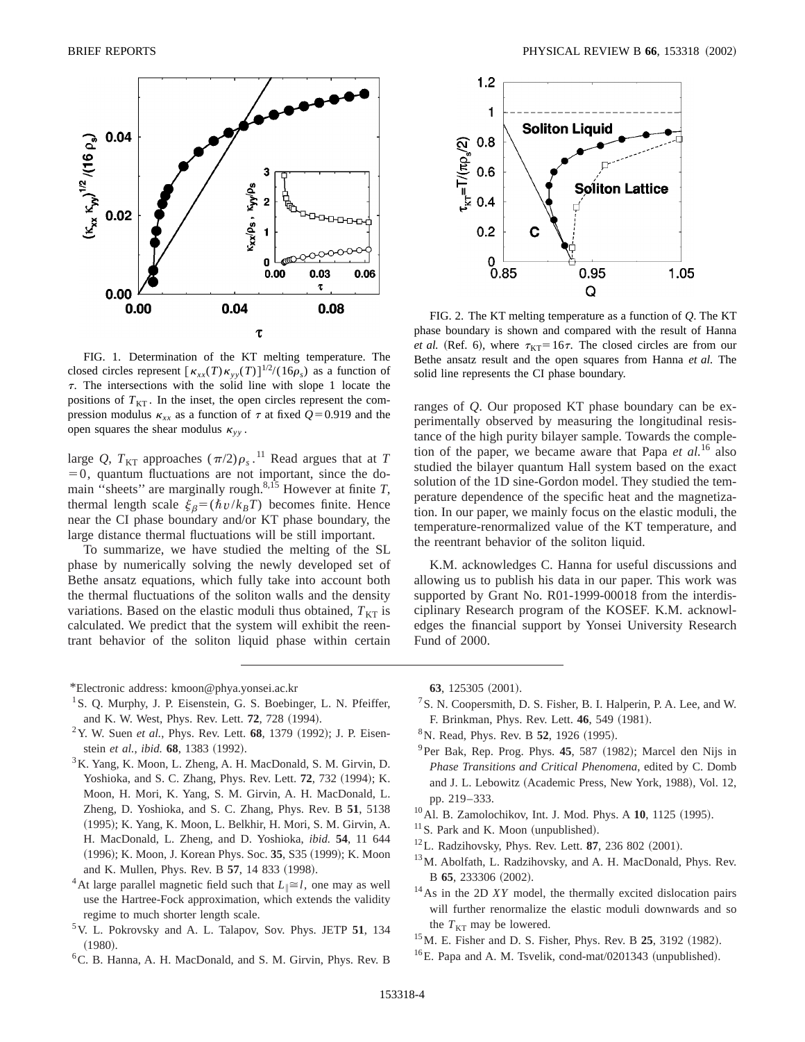$(\kappa_{xx}\,\kappa_{yy})^{1/2}/(16\,\rho_s)$

0.00
0.02
0.04

0.00 0.04 0.08

$\tau$

$\kappa_{xx}/\rho_s$ , $\kappa_{yy}/\rho_s$

0
1
2
3

0.00 0.03 0.06

$\tau$

FIG. 1. Determination of the KT melting temperature. The closed circles represent $[\kappa_{xx}(T)\kappa_{yy}(T)]^{1/2}/(16\rho_s)$ as a function of $\tau$. The intersections with the solid line with slope 1 locate the positions of $T_{\rm KT}$. In the inset, the open circles represent the compression modulus $\kappa_{xx}$ as a function of $\tau$ at fixed $Q=0.919$ and the open squares the shear modulus $\kappa_{yy}$.

large $Q$, $T_{\rm KT}$ approaches $(\pi/2)\rho_s$.[11] Read argues that at $T=0$, quantum fluctuations are not important, since the domain "sheets" are marginally rough.[8,15] However at finite $T$, thermal length scale $\xi_\beta=(\hbar v/k_BT)$ becomes finite. Hence near the CI phase boundary and/or KT phase boundary, the large distance thermal fluctuations will be still important.

To summarize, we have studied the melting of the SL phase by numerically solving the newly developed set of Bethe ansatz equations, which fully take into account both the thermal fluctuations of the soliton walls and the density variations. Based on the elastic moduli thus obtained, $T_{\rm KT}$ is calculated. We predict that the system will exhibit the reentrant behavior of the soliton liquid phase within certain ranges of $Q$. Our proposed KT phase boundary can be experimentally observed by measuring the longitudinal resistance of the high purity bilayer sample. Towards the completion of the paper, we became aware that Papa *et al.*[16] also studied the bilayer quantum Hall system based on the exact solution of the 1D sine-Gordon model. They studied the temperature dependence of the specific heat and the magnetization. In our paper, we mainly focus on the elastic moduli, the temperature-renormalized value of the KT temperature, and the reentrant behavior of the soliton liquid.

$\tau_{\rm KT}=T/(\pi\rho_s/2)$

0
0.2
0.4
0.6
0.8
1
1.2

0.85 0.95 1.05

Q

Soliton Liquid

Soliton Lattice

C

FIG. 2. The KT melting temperature as a function of $Q$. The KT phase boundary is shown and compared with the result of Hanna *et al.* (Ref. 6), where $\tau_{\rm KT}=16\tau$. The closed circles are from our Bethe ansatz result and the open squares from Hanna *et al.* The solid line represents the CI phase boundary.

K.M. acknowledges C. Hanna for useful discussions and allowing us to publish his data in our paper. This work was supported by Grant No. R01-1999-00018 from the interdisciplinary Research program of the KOSEF. K.M. acknowledges the financial support by Yonsei University Research Fund of 2000.

---

*Electronic address: kmoon@phya.yonsei.ac.kr

[1] S. Q. Murphy, J. P. Eisenstein, G. S. Boebinger, L. N. Pfeiffer, and K. W. West, Phys. Rev. Lett. **72**, 728 (1994).

[2] Y. W. Suen *et al.*, Phys. Rev. Lett. **68**, 1379 (1992); J. P. Eisenstein *et al.*, *ibid.* **68**, 1383 (1992).

[3] K. Yang, K. Moon, L. Zheng, A. H. MacDonald, S. M. Girvin, D. Yoshioka, and S. C. Zhang, Phys. Rev. Lett. **72**, 732 (1994); K. Moon, H. Mori, K. Yang, S. M. Girvin, A. H. MacDonald, L. Zheng, D. Yoshioka, and S. C. Zhang, Phys. Rev. B **51**, 5138 (1995); K. Yang, K. Moon, L. Belkhir, H. Mori, S. M. Girvin, A. H. MacDonald, L. Zheng, and D. Yoshioka, *ibid.* **54**, 11 644 (1996); K. Moon, J. Korean Phys. Soc. **35**, S35 (1999); K. Moon and K. Mullen, Phys. Rev. B **57**, 14 833 (1998).

[4] At large parallel magnetic field such that $L_\parallel \cong l$, one may as well use the Hartree-Fock approximation, which extends the validity regime to much shorter length scale.

[5] V. L. Pokrovsky and A. L. Talapov, Sov. Phys. JETP **51**, 134 (1980).

[6] C. B. Hanna, A. H. MacDonald, and S. M. Girvin, Phys. Rev. B **63**, 125305 (2001).

[7] S. N. Coopersmith, D. S. Fisher, B. I. Halperin, P. A. Lee, and W. F. Brinkman, Phys. Rev. Lett. **46**, 549 (1981).

[8] N. Read, Phys. Rev. B **52**, 1926 (1995).

[9] Per Bak, Rep. Prog. Phys. **45**, 587 (1982); Marcel den Nijs in *Phase Transitions and Critical Phenomena*, edited by C. Domb and J. L. Lebowitz (Academic Press, New York, 1988), Vol. 12, pp. 219–333.

[10] Al. B. Zamolochikov, Int. J. Mod. Phys. A **10**, 1125 (1995).

[11] S. Park and K. Moon (unpublished).

[12] L. Radzihovsky, Phys. Rev. Lett. **87**, 236 802 (2001).

[13] M. Abolfath, L. Radzihovsky, and A. H. MacDonald, Phys. Rev. B **65**, 233306 (2002).

[14] As in the 2D $XY$ model, the thermally excited dislocation pairs will further renormalize the elastic moduli downwards and so the $T_{\rm KT}$ may be lowered.

[15] M. E. Fisher and D. S. Fisher, Phys. Rev. B **25**, 3192 (1982).

[16] E. Papa and A. M. Tsvelik, cond-mat/0201343 (unpublished).